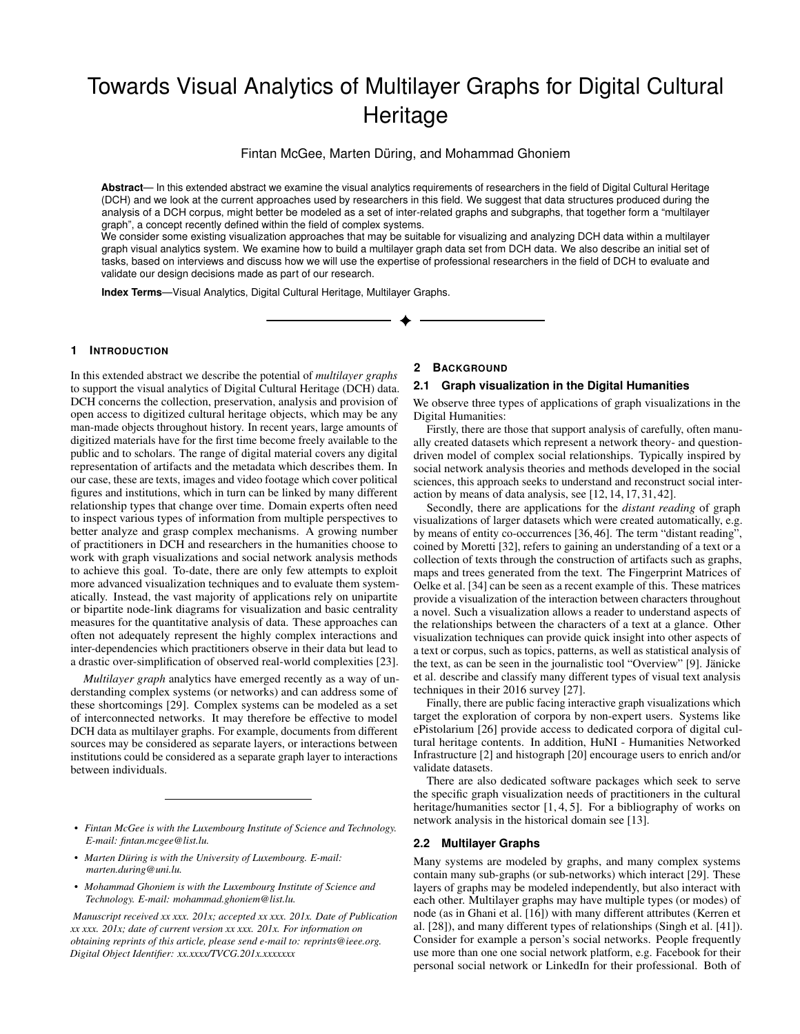# Towards Visual Analytics of Multilayer Graphs for Digital Cultural Heritage

Fintan McGee, Marten Düring, and Mohammad Ghoniem

**Abstract**— In this extended abstract we examine the visual analytics requirements of researchers in the field of Digital Cultural Heritage (DCH) and we look at the current approaches used by researchers in this field. We suggest that data structures produced during the analysis of a DCH corpus, might better be modeled as a set of inter-related graphs and subgraphs, that together form a "multilayer graph", a concept recently defined within the field of complex systems.
We consider some existing visualization approaches that may be suitable for visualizing and analyzing DCH data within a multilayer graph visual analytics system. We examine how to build a multilayer graph data set from DCH data. We also describe an initial set of tasks, based on interviews and discuss how we will use the expertise of professional researchers in the field of DCH to evaluate and validate our design decisions made as part of our research.

**Index Terms**—Visual Analytics, Digital Cultural Heritage, Multilayer Graphs.

## 1 Introduction

In this extended abstract we describe the potential of *multilayer graphs* to support the visual analytics of Digital Cultural Heritage (DCH) data. DCH concerns the collection, preservation, analysis and provision of open access to digitized cultural heritage objects, which may be any man-made objects throughout history. In recent years, large amounts of digitized materials have for the first time become freely available to the public and to scholars. The range of digital material covers any digital representation of artifacts and the metadata which describes them. In our case, these are texts, images and video footage which cover political figures and institutions, which in turn can be linked by many different relationship types that change over time. Domain experts often need to inspect various types of information from multiple perspectives to better analyze and grasp complex mechanisms. A growing number of practitioners in DCH and researchers in the humanities choose to work with graph visualizations and social network analysis methods to achieve this goal. To-date, there are only few attempts to exploit more advanced visualization techniques and to evaluate them systematically. Instead, the vast majority of applications rely on unipartite or bipartite node-link diagrams for visualization and basic centrality measures for the quantitative analysis of data. These approaches can often not adequately represent the highly complex interactions and inter-dependencies which practitioners observe in their data but lead to a drastic over-simplification of observed real-world complexities [23].

*Multilayer graph* analytics have emerged recently as a way of understanding complex systems (or networks) and can address some of these shortcomings [29]. Complex systems can be modeled as a set of interconnected networks. It may therefore be effective to model DCH data as multilayer graphs. For example, documents from different sources may be considered as separate layers, or interactions between institutions could be considered as a separate graph layer to interactions between individuals.

- *Fintan McGee is with the Luxembourg Institute of Science and Technology. E-mail: fintan.mcgee@list.lu.*
- *Marten Düring is with the University of Luxembourg. E-mail: marten.during@uni.lu.*
- *Mohammad Ghoniem is with the Luxembourg Institute of Science and Technology. E-mail: mohammad.ghoniem@list.lu.*

*Manuscript received xx xxx. 201x; accepted xx xxx. 201x. Date of Publication xx xxx. 201x; date of current version xx xxx. 201x. For information on obtaining reprints of this article, please send e-mail to: reprints@ieee.org. Digital Object Identifier: xx.xxxx/TVCG.201x.xxxxxxx*

## 2 Background

### 2.1 Graph visualization in the Digital Humanities

We observe three types of applications of graph visualizations in the Digital Humanities:

Firstly, there are those that support analysis of carefully, often manually created datasets which represent a network theory- and question-driven model of complex social relationships. Typically inspired by social network analysis theories and methods developed in the social sciences, this approach seeks to understand and reconstruct social interaction by means of data analysis, see [12, 14, 17, 31, 42].

Secondly, there are applications for the *distant reading* of graph visualizations of larger datasets which were created automatically, e.g. by means of entity co-occurrences [36, 46]. The term "distant reading", coined by Moretti [32], refers to gaining an understanding of a text or a collection of texts through the construction of artifacts such as graphs, maps and trees generated from the text. The Fingerprint Matrices of Oelke et al. [34] can be seen as a recent example of this. These matrices provide a visualization of the interaction between characters throughout a novel. Such a visualization allows a reader to understand aspects of the relationships between the characters of a text at a glance. Other visualization techniques can provide quick insight into other aspects of a text or corpus, such as topics, patterns, as well as statistical analysis of the text, as can be seen in the journalistic tool "Overview" [9]. Jänicke et al. describe and classify many different types of visual text analysis techniques in their 2016 survey [27].

Finally, there are public facing interactive graph visualizations which target the exploration of corpora by non-expert users. Systems like ePistolarium [26] provide access to dedicated corpora of digital cultural heritage contents. In addition, HuNI - Humanities Networked Infrastructure [2] and histograph [20] encourage users to enrich and/or validate datasets.

There are also dedicated software packages which seek to serve the specific graph visualization needs of practitioners in the cultural heritage/humanities sector [1, 4, 5]. For a bibliography of works on network analysis in the historical domain see [13].

### 2.2 Multilayer Graphs

Many systems are modeled by graphs, and many complex systems contain many sub-graphs (or sub-networks) which interact [29]. These layers of graphs may be modeled independently, but also interact with each other. Multilayer graphs may have multiple types (or modes) of node (as in Ghani et al. [16]) with many different attributes (Kerren et al. [28]), and many different types of relationships (Singh et al. [41]). Consider for example a person's social networks. People frequently use more than one one social network platform, e.g. Facebook for their personal social network or LinkedIn for their professional. Both of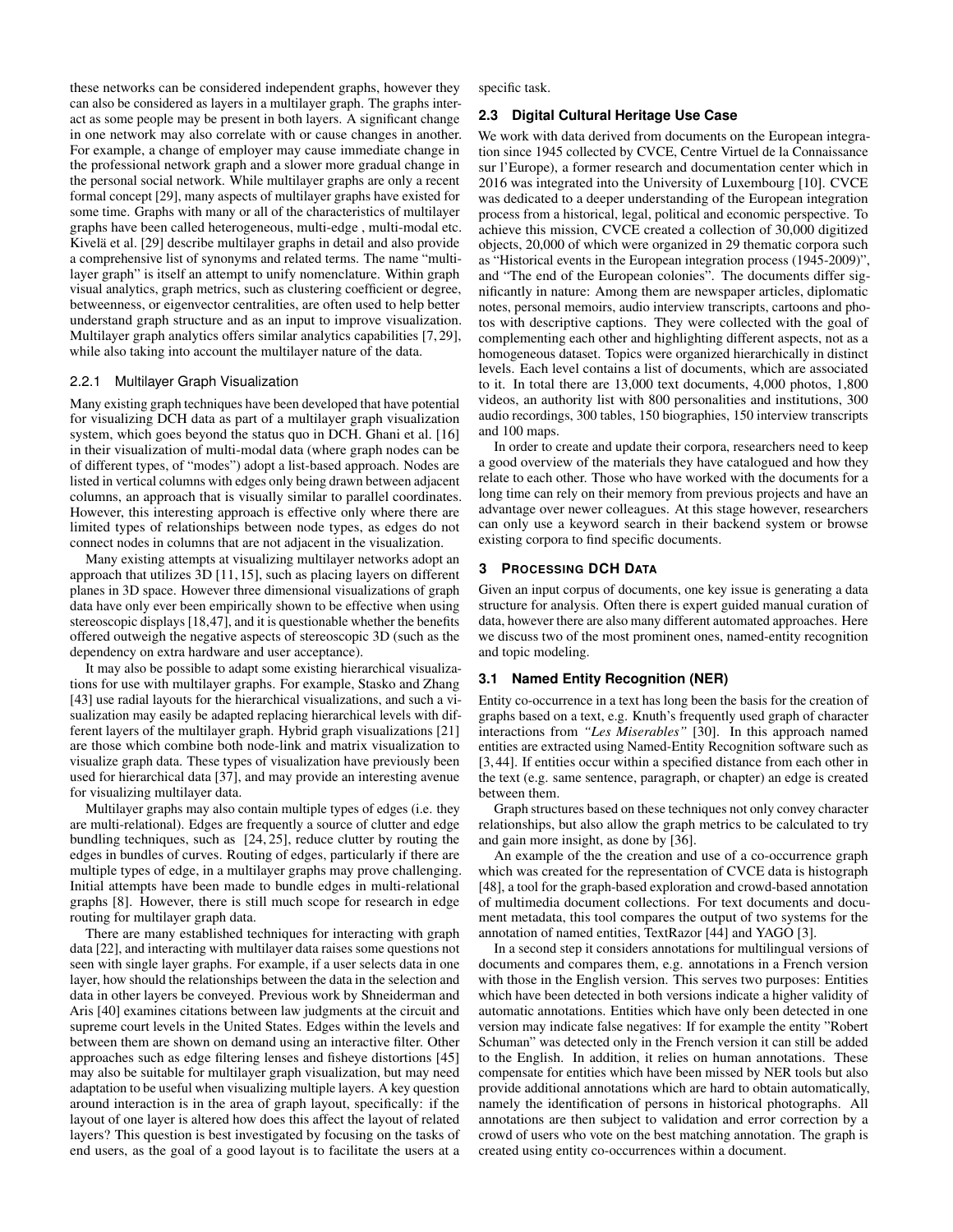these networks can be considered independent graphs, however they can also be considered as layers in a multilayer graph. The graphs interact as some people may be present in both layers. A significant change in one network may also correlate with or cause changes in another. For example, a change of employer may cause immediate change in the professional network graph and a slower more gradual change in the personal social network. While multilayer graphs are only a recent formal concept [29], many aspects of multilayer graphs have existed for some time. Graphs with many or all of the characteristics of multilayer graphs have been called heterogeneous, multi-edge , multi-modal etc. Kivelä et al. [29] describe multilayer graphs in detail and also provide a comprehensive list of synonyms and related terms. The name "multilayer graph" is itself an attempt to unify nomenclature. Within graph visual analytics, graph metrics, such as clustering coefficient or degree, betweenness, or eigenvector centralities, are often used to help better understand graph structure and as an input to improve visualization. Multilayer graph analytics offers similar analytics capabilities [7, 29], while also taking into account the multilayer nature of the data.

#### 2.2.1 Multilayer Graph Visualization

Many existing graph techniques have been developed that have potential for visualizing DCH data as part of a multilayer graph visualization system, which goes beyond the status quo in DCH. Ghani et al. [16] in their visualization of multi-modal data (where graph nodes can be of different types, of "modes") adopt a list-based approach. Nodes are listed in vertical columns with edges only being drawn between adjacent columns, an approach that is visually similar to parallel coordinates. However, this interesting approach is effective only where there are limited types of relationships between node types, as edges do not connect nodes in columns that are not adjacent in the visualization.

Many existing attempts at visualizing multilayer networks adopt an approach that utilizes 3D [11, 15], such as placing layers on different planes in 3D space. However three dimensional visualizations of graph data have only ever been empirically shown to be effective when using stereoscopic displays [18,47], and it is questionable whether the benefits offered outweigh the negative aspects of stereoscopic 3D (such as the dependency on extra hardware and user acceptance).

It may also be possible to adapt some existing hierarchical visualizations for use with multilayer graphs. For example, Stasko and Zhang [43] use radial layouts for the hierarchical visualizations, and such a visualization may easily be adapted replacing hierarchical levels with different layers of the multilayer graph. Hybrid graph visualizations [21] are those which combine both node-link and matrix visualization to visualize graph data. These types of visualization have previously been used for hierarchical data [37], and may provide an interesting avenue for visualizing multilayer data.

Multilayer graphs may also contain multiple types of edges (i.e. they are multi-relational). Edges are frequently a source of clutter and edge bundling techniques, such as [24, 25], reduce clutter by routing the edges in bundles of curves. Routing of edges, particularly if there are multiple types of edge, in a multilayer graphs may prove challenging. Initial attempts have been made to bundle edges in multi-relational graphs [8]. However, there is still much scope for research in edge routing for multilayer graph data.

There are many established techniques for interacting with graph data [22], and interacting with multilayer data raises some questions not seen with single layer graphs. For example, if a user selects data in one layer, how should the relationships between the data in the selection and data in other layers be conveyed. Previous work by Shneiderman and Aris [40] examines citations between law judgments at the circuit and supreme court levels in the United States. Edges within the levels and between them are shown on demand using an interactive filter. Other approaches such as edge filtering lenses and fisheye distortions [45] may also be suitable for multilayer graph visualization, but may need adaptation to be useful when visualizing multiple layers. A key question around interaction is in the area of graph layout, specifically: if the layout of one layer is altered how does this affect the layout of related layers? This question is best investigated by focusing on the tasks of end users, as the goal of a good layout is to facilitate the users at a specific task.

### 2.3 Digital Cultural Heritage Use Case

We work with data derived from documents on the European integration since 1945 collected by CVCE, Centre Virtuel de la Connaissance sur l'Europe), a former research and documentation center which in 2016 was integrated into the University of Luxembourg [10]. CVCE was dedicated to a deeper understanding of the European integration process from a historical, legal, political and economic perspective. To achieve this mission, CVCE created a collection of 30,000 digitized objects, 20,000 of which were organized in 29 thematic corpora such as "Historical events in the European integration process (1945-2009)", and "The end of the European colonies". The documents differ significantly in nature: Among them are newspaper articles, diplomatic notes, personal memoirs, audio interview transcripts, cartoons and photos with descriptive captions. They were collected with the goal of complementing each other and highlighting different aspects, not as a homogeneous dataset. Topics were organized hierarchically in distinct levels. Each level contains a list of documents, which are associated to it. In total there are 13,000 text documents, 4,000 photos, 1,800 videos, an authority list with 800 personalities and institutions, 300 audio recordings, 300 tables, 150 biographies, 150 interview transcripts and 100 maps.

In order to create and update their corpora, researchers need to keep a good overview of the materials they have catalogued and how they relate to each other. Those who have worked with the documents for a long time can rely on their memory from previous projects and have an advantage over newer colleagues. At this stage however, researchers can only use a keyword search in their backend system or browse existing corpora to find specific documents.

## 3 Processing DCH Data

Given an input corpus of documents, one key issue is generating a data structure for analysis. Often there is expert guided manual curation of data, however there are also many different automated approaches. Here we discuss two of the most prominent ones, named-entity recognition and topic modeling.

### 3.1 Named Entity Recognition (NER)

Entity co-occurrence in a text has long been the basis for the creation of graphs based on a text, e.g. Knuth's frequently used graph of character interactions from *"Les Miserables"* [30]. In this approach named entities are extracted using Named-Entity Recognition software such as [3, 44]. If entities occur within a specified distance from each other in the text (e.g. same sentence, paragraph, or chapter) an edge is created between them.

Graph structures based on these techniques not only convey character relationships, but also allow the graph metrics to be calculated to try and gain more insight, as done by [36].

An example of the the creation and use of a co-occurrence graph which was created for the representation of CVCE data is histograph [48], a tool for the graph-based exploration and crowd-based annotation of multimedia document collections. For text documents and document metadata, this tool compares the output of two systems for the annotation of named entities, TextRazor [44] and YAGO [3].

In a second step it considers annotations for multilingual versions of documents and compares them, e.g. annotations in a French version with those in the English version. This serves two purposes: Entities which have been detected in both versions indicate a higher validity of automatic annotations. Entities which have only been detected in one version may indicate false negatives: If for example the entity "Robert Schuman" was detected only in the French version it can still be added to the English. In addition, it relies on human annotations. These compensate for entities which have been missed by NER tools but also provide additional annotations which are hard to obtain automatically, namely the identification of persons in historical photographs. All annotations are then subject to validation and error correction by a crowd of users who vote on the best matching annotation. The graph is created using entity co-occurrences within a document.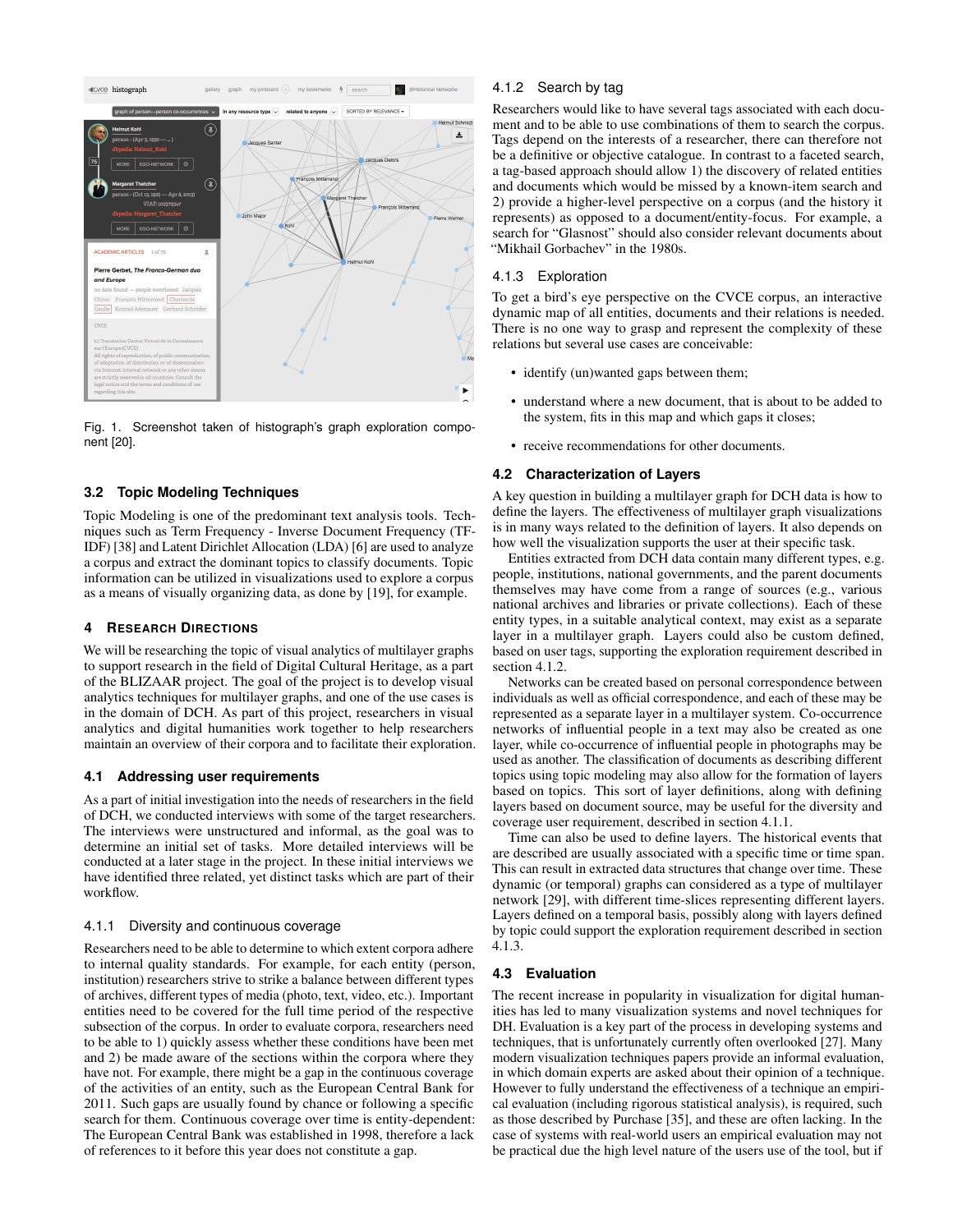Fig. 1. Screenshot taken of histograph's graph exploration component [20].

### 3.2 Topic Modeling Techniques

Topic Modeling is one of the predominant text analysis tools. Techniques such as Term Frequency - Inverse Document Frequency (TF-IDF) [38] and Latent Dirichlet Allocation (LDA) [6] are used to analyze a corpus and extract the dominant topics to classify documents. Topic information can be utilized in visualizations used to explore a corpus as a means of visually organizing data, as done by [19], for example.

## 4 Research Directions

We will be researching the topic of visual analytics of multilayer graphs to support research in the field of Digital Cultural Heritage, as a part of the BLIZAAR project. The goal of the project is to develop visual analytics techniques for multilayer graphs, and one of the use cases is in the domain of DCH. As part of this project, researchers in visual analytics and digital humanities work together to help researchers maintain an overview of their corpora and to facilitate their exploration.

### 4.1 Addressing user requirements

As a part of initial investigation into the needs of researchers in the field of DCH, we conducted interviews with some of the target researchers. The interviews were unstructured and informal, as the goal was to determine an initial set of tasks. More detailed interviews will be conducted at a later stage in the project. In these initial interviews we have identified three related, yet distinct tasks which are part of their workflow.

#### 4.1.1 Diversity and continuous coverage

Researchers need to be able to determine to which extent corpora adhere to internal quality standards. For example, for each entity (person, institution) researchers strive to strike a balance between different types of archives, different types of media (photo, text, video, etc.). Important entities need to be covered for the full time period of the respective subsection of the corpus. In order to evaluate corpora, researchers need to be able to 1) quickly assess whether these conditions have been met and 2) be made aware of the sections within the corpora where they have not. For example, there might be a gap in the continuous coverage of the activities of an entity, such as the European Central Bank for 2011. Such gaps are usually found by chance or following a specific search for them. Continuous coverage over time is entity-dependent: The European Central Bank was established in 1998, therefore a lack of references to it before this year does not constitute a gap.

#### 4.1.2 Search by tag

Researchers would like to have several tags associated with each document and to be able to use combinations of them to search the corpus. Tags depend on the interests of a researcher, there can therefore not be a definitive or objective catalogue. In contrast to a faceted search, a tag-based approach should allow 1) the discovery of related entities and documents which would be missed by a known-item search and 2) provide a higher-level perspective on a corpus (and the history it represents) as opposed to a document/entity-focus. For example, a search for "Glasnost" should also consider relevant documents about "Mikhail Gorbachev" in the 1980s.

#### 4.1.3 Exploration

To get a bird's eye perspective on the CVCE corpus, an interactive dynamic map of all entities, documents and their relations is needed. There is no one way to grasp and represent the complexity of these relations but several use cases are conceivable:

- identify (un)wanted gaps between them;
- understand where a new document, that is about to be added to the system, fits in this map and which gaps it closes;
- receive recommendations for other documents.

### 4.2 Characterization of Layers

A key question in building a multilayer graph for DCH data is how to define the layers. The effectiveness of multilayer graph visualizations is in many ways related to the definition of layers. It also depends on how well the visualization supports the user at their specific task.

Entities extracted from DCH data contain many different types, e.g. people, institutions, national governments, and the parent documents themselves may have come from a range of sources (e.g., various national archives and libraries or private collections). Each of these entity types, in a suitable analytical context, may exist as a separate layer in a multilayer graph. Layers could also be custom defined, based on user tags, supporting the exploration requirement described in section 4.1.2.

Networks can be created based on personal correspondence between individuals as well as official correspondence, and each of these may be represented as a separate layer in a multilayer system. Co-occurrence networks of influential people in a text may also be created as one layer, while co-occurrence of influential people in photographs may be used as another. The classification of documents as describing different topics using topic modeling may also allow for the formation of layers based on topics. This sort of layer definitions, along with defining layers based on document source, may be useful for the diversity and coverage user requirement, described in section 4.1.1.

Time can also be used to define layers. The historical events that are described are usually associated with a specific time or time span. This can result in extracted data structures that change over time. These dynamic (or temporal) graphs can considered as a type of multilayer network [29], with different time-slices representing different layers. Layers defined on a temporal basis, possibly along with layers defined by topic could support the exploration requirement described in section 4.1.3.

### 4.3 Evaluation

The recent increase in popularity in visualization for digital humanities has led to many visualization systems and novel techniques for DH. Evaluation is a key part of the process in developing systems and techniques, that is unfortunately currently often overlooked [27]. Many modern visualization techniques papers provide an informal evaluation, in which domain experts are asked about their opinion of a technique. However to fully understand the effectiveness of a technique an empirical evaluation (including rigorous statistical analysis), is required, such as those described by Purchase [35], and these are often lacking. In the case of systems with real-world users an empirical evaluation may not be practical due the high level nature of the users use of the tool, but if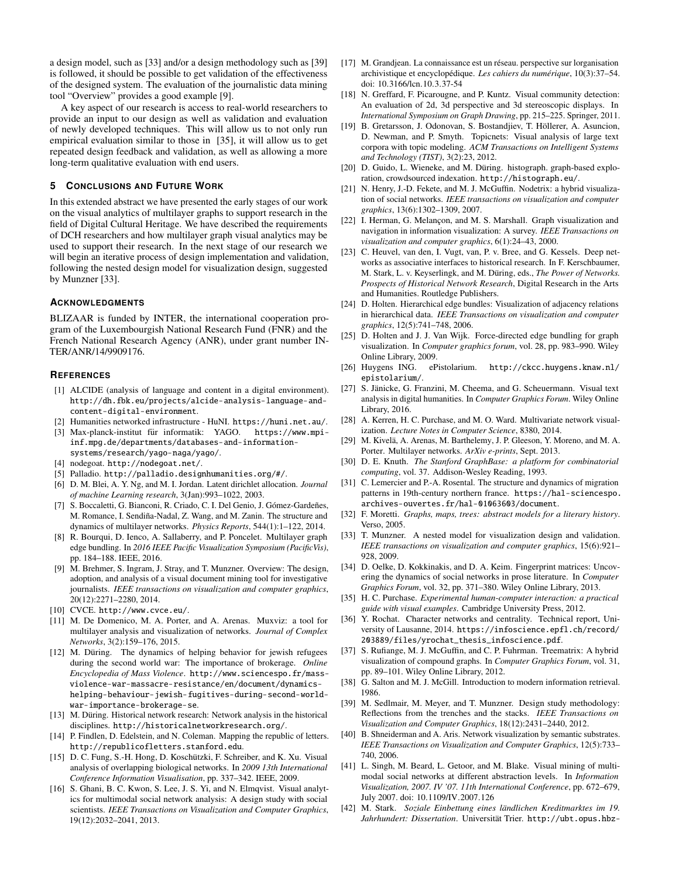a design model, such as [33] and/or a design methodology such as [39] is followed, it should be possible to get validation of the effectiveness of the designed system. The evaluation of the journalistic data mining tool "Overview" provides a good example [9].

A key aspect of our research is access to real-world researchers to provide an input to our design as well as validation and evaluation of newly developed techniques. This will allow us to not only run empirical evaluation similar to those in [35], it will allow us to get repeated design feedback and validation, as well as allowing a more long-term qualitative evaluation with end users.

## 5 Conclusions and Future Work

In this extended abstract we have presented the early stages of our work on the visual analytics of multilayer graphs to support research in the field of Digital Cultural Heritage. We have described the requirements of DCH researchers and how multilayer graph visual analytics may be used to support their research. In the next stage of our research we will begin an iterative process of design implementation and validation, following the nested design model for visualization design, suggested by Munzner [33].

## Acknowledgments

BLIZAAR is funded by INTER, the international cooperation program of the Luxembourgish National Research Fund (FNR) and the French National Research Agency (ANR), under grant number INTER/ANR/14/9909176.

## References

[1] ALCIDE (analysis of language and content in a digital environment). http://dh.fbk.eu/projects/alcide-analysis-language-and-content-digital-environment.

[2] Humanities networked infrastructure - HuNI. https://huni.net.au/.

[3] Max-planck-institut für informatik: YAGO. https://www.mpi-inf.mpg.de/departments/databases-and-information-systems/research/yago-naga/yago/.

[4] nodegoat. http://nodegoat.net/.

[5] Palladio. http://palladio.designhumanities.org/#/.

[6] D. M. Blei, A. Y. Ng, and M. I. Jordan. Latent dirichlet allocation. *Journal of machine Learning research*, 3(Jan):993–1022, 2003.

[7] S. Boccaletti, G. Bianconi, R. Criado, C. I. Del Genio, J. Gómez-Gardeñes, M. Romance, I. Sendiña-Nadal, Z. Wang, and M. Zanin. The structure and dynamics of multilayer networks. *Physics Reports*, 544(1):1–122, 2014.

[8] R. Bourqui, D. Ienco, A. Sallaberry, and P. Poncelet. Multilayer graph edge bundling. In *2016 IEEE Pacific Visualization Symposium (PacificVis)*, pp. 184–188. IEEE, 2016.

[9] M. Brehmer, S. Ingram, J. Stray, and T. Munzner. Overview: The design, adoption, and analysis of a visual document mining tool for investigative journalists. *IEEE transactions on visualization and computer graphics*, 20(12):2271–2280, 2014.

[10] CVCE. http://www.cvce.eu/.

[11] M. De Domenico, M. A. Porter, and A. Arenas. Muxviz: a tool for multilayer analysis and visualization of networks. *Journal of Complex Networks*, 3(2):159–176, 2015.

[12] M. Düring. The dynamics of helping behavior for jewish refugees during the second world war: The importance of brokerage. *Online Encyclopedia of Mass Violence*. http://www.sciencespo.fr/mass-violence-war-massacre-resistance/en/document/dynamics-helping-behaviour-jewish-fugitives-during-second-world-war-importance-brokerage-se.

[13] M. Düring. Historical network research: Network analysis in the historical disciplines. http://historicalnetworkresearch.org/.

[14] P. Findlen, D. Edelstein, and N. Coleman. Mapping the republic of letters. http://republicofletters.stanford.edu.

[15] D. C. Fung, S.-H. Hong, D. Koschützki, F. Schreiber, and K. Xu. Visual analysis of overlapping biological networks. In *2009 13th International Conference Information Visualisation*, pp. 337–342. IEEE, 2009.

[16] S. Ghani, B. C. Kwon, S. Lee, J. S. Yi, and N. Elmqvist. Visual analytics for multimodal social network analysis: A design study with social scientists. *IEEE Transactions on Visualization and Computer Graphics*, 19(12):2032–2041, 2013.

[17] M. Grandjean. La connaissance est un réseau. perspective sur lorganisation archivistique et encyclopédique. *Les cahiers du numérique*, 10(3):37–54. doi: 10.3166/lcn.10.3.37-54

[18] N. Greffard, F. Picarougne, and P. Kuntz. Visual community detection: An evaluation of 2d, 3d perspective and 3d stereoscopic displays. In *International Symposium on Graph Drawing*, pp. 215–225. Springer, 2011.

[19] B. Gretarsson, J. Odonovan, S. Bostandjiev, T. Höllerer, A. Asuncion, D. Newman, and P. Smyth. Topicnets: Visual analysis of large text corpora with topic modeling. *ACM Transactions on Intelligent Systems and Technology (TIST)*, 3(2):23, 2012.

[20] D. Guido, L. Wieneke, and M. Düring. histograph. graph-based exploration, crowdsourced indexation. http://histograph.eu/.

[21] N. Henry, J.-D. Fekete, and M. J. McGuffin. Nodetrix: a hybrid visualization of social networks. *IEEE transactions on visualization and computer graphics*, 13(6):1302–1309, 2007.

[22] I. Herman, G. Melançon, and M. S. Marshall. Graph visualization and navigation in information visualization: A survey. *IEEE Transactions on visualization and computer graphics*, 6(1):24–43, 2000.

[23] C. Heuvel, van den, I. Vugt, van, P. v. Bree, and G. Kessels. Deep networks as associative interfaces to historical research. In F. Kerschbaumer, M. Stark, L. v. Keyserlingk, and M. Düring, eds., *The Power of Networks. Prospects of Historical Network Research*, Digital Research in the Arts and Humanities. Routledge Publishers.

[24] D. Holten. Hierarchical edge bundles: Visualization of adjacency relations in hierarchical data. *IEEE Transactions on visualization and computer graphics*, 12(5):741–748, 2006.

[25] D. Holten and J. J. Van Wijk. Force-directed edge bundling for graph visualization. In *Computer graphics forum*, vol. 28, pp. 983–990. Wiley Online Library, 2009.

[26] Huygens ING. ePistolarium. http://ckcc.huygens.knaw.nl/epistolarium/.

[27] S. Jänicke, G. Franzini, M. Cheema, and G. Scheuermann. Visual text analysis in digital humanities. In *Computer Graphics Forum*. Wiley Online Library, 2016.

[28] A. Kerren, H. C. Purchase, and M. O. Ward. Multivariate network visualization. *Lecture Notes in Computer Science*, 8380, 2014.

[29] M. Kivelä, A. Arenas, M. Barthelemy, J. P. Gleeson, Y. Moreno, and M. A. Porter. Multilayer networks. *ArXiv e-prints*, Sept. 2013.

[30] D. E. Knuth. *The Stanford GraphBase: a platform for combinatorial computing*, vol. 37. Addison-Wesley Reading, 1993.

[31] C. Lemercier and P.-A. Rosental. The structure and dynamics of migration patterns in 19th-century northern france. https://hal-sciencespo.archives-ouvertes.fr/hal-01063603/document.

[32] F. Moretti. *Graphs, maps, trees: abstract models for a literary history*. Verso, 2005.

[33] T. Munzner. A nested model for visualization design and validation. *IEEE transactions on visualization and computer graphics*, 15(6):921–928, 2009.

[34] D. Oelke, D. Kokkinakis, and D. A. Keim. Fingerprint matrices: Uncovering the dynamics of social networks in prose literature. In *Computer Graphics Forum*, vol. 32, pp. 371–380. Wiley Online Library, 2013.

[35] H. C. Purchase. *Experimental human-computer interaction: a practical guide with visual examples*. Cambridge University Press, 2012.

[36] Y. Rochat. Character networks and centrality. Technical report, University of Lausanne, 2014. https://infoscience.epfl.ch/record/203889/files/yrochat_thesis_infoscience.pdf.

[37] S. Rufiange, M. J. McGuffin, and C. P. Fuhrman. Treematrix: A hybrid visualization of compound graphs. In *Computer Graphics Forum*, vol. 31, pp. 89–101. Wiley Online Library, 2012.

[38] G. Salton and M. J. McGill. Introduction to modern information retrieval. 1986.

[39] M. Sedlmair, M. Meyer, and T. Munzner. Design study methodology: Reflections from the trenches and the stacks. *IEEE Transactions on Visualization and Computer Graphics*, 18(12):2431–2440, 2012.

[40] B. Shneiderman and A. Aris. Network visualization by semantic substrates. *IEEE Transactions on Visualization and Computer Graphics*, 12(5):733–740, 2006.

[41] L. Singh, M. Beard, L. Getoor, and M. Blake. Visual mining of multi-modal social networks at different abstraction levels. In *Information Visualization, 2007. IV '07. 11th International Conference*, pp. 672–679, July 2007. doi: 10.1109/IV.2007.126

[42] M. Stark. *Soziale Einbettung eines ländlichen Kreditmarktes im 19. Jahrhundert: Dissertation*. Universität Trier. http://ubt.opus.hbz-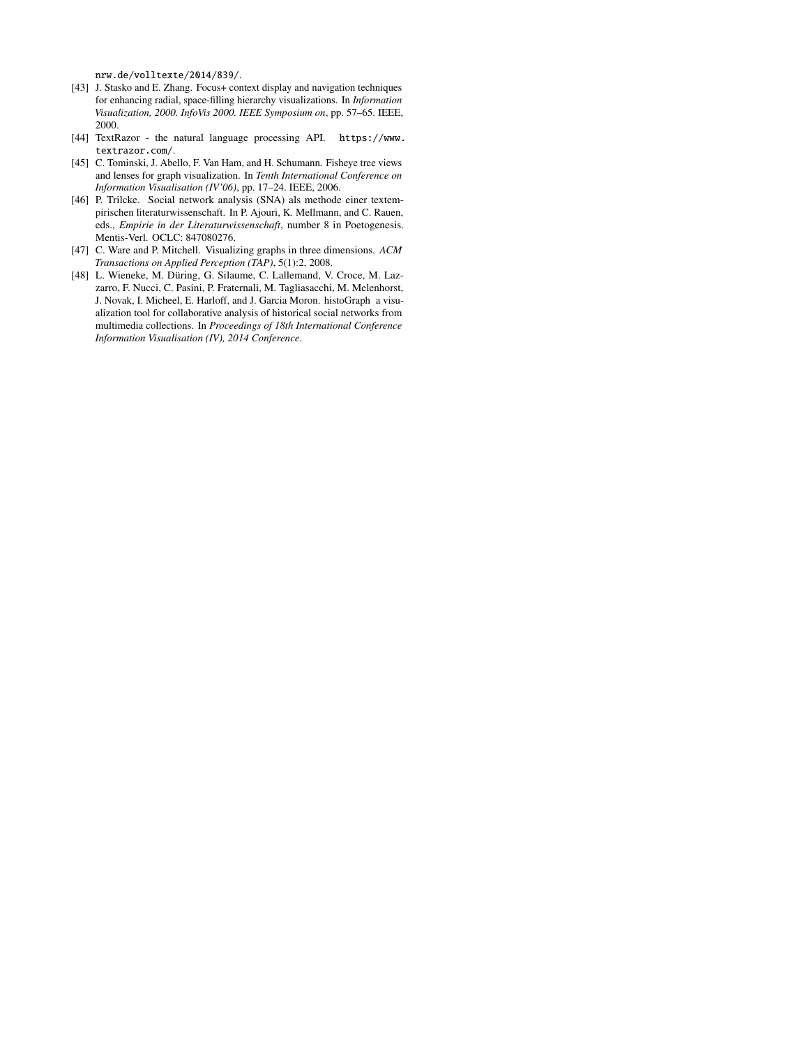nrw.de/volltexte/2014/839/.

- [43] J. Stasko and E. Zhang. Focus+ context display and navigation techniques for enhancing radial, space-filling hierarchy visualizations. In *Information Visualization, 2000. InfoVis 2000. IEEE Symposium on*, pp. 57–65. IEEE, 2000.
- [44] TextRazor - the natural language processing API. https://www.textrazor.com/.
- [45] C. Tominski, J. Abello, F. Van Ham, and H. Schumann. Fisheye tree views and lenses for graph visualization. In *Tenth International Conference on Information Visualisation (IV'06)*, pp. 17–24. IEEE, 2006.
- [46] P. Trilcke. Social network analysis (SNA) als methode einer textempirischen literaturwissenschaft. In P. Ajouri, K. Mellmann, and C. Rauen, eds., *Empirie in der Literaturwissenschaft*, number 8 in Poetogenesis. Mentis-Verl. OCLC: 847080276.
- [47] C. Ware and P. Mitchell. Visualizing graphs in three dimensions. *ACM Transactions on Applied Perception (TAP)*, 5(1):2, 2008.
- [48] L. Wieneke, M. Düring, G. Silaume, C. Lallemand, V. Croce, M. Lazzarro, F. Nucci, C. Pasini, P. Fraternali, M. Tagliasacchi, M. Melenhorst, J. Novak, I. Micheel, E. Harloff, and J. Garcia Moron. histoGraph a visualization tool for collaborative analysis of historical social networks from multimedia collections. In *Proceedings of 18th International Conference Information Visualisation (IV), 2014 Conference*.